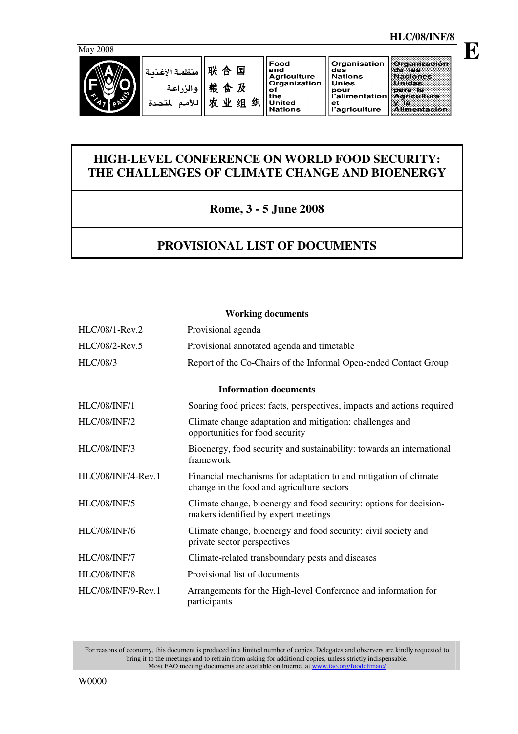HLC/08/INF/8

May 2008

E

منظمة الأغذية والزراعة للأمم المتحدة | 联合国粮食及农业组织 | Food and Agriculture Organization of the United Nations | Organisation des Nations Unies pour l'alimentation et l'agriculture | Organización de las Naciones Unidas para la Agricultura y la Alimentación

# HIGH-LEVEL CONFERENCE ON WORLD FOOD SECURITY: THE CHALLENGES OF CLIMATE CHANGE AND BIOENERGY

## Rome, 3 - 5 June 2008

## PROVISIONAL LIST OF DOCUMENTS

### Working documents

| | |
|---|---|
| HLC/08/1-Rev.2 | Provisional agenda |
| HLC/08/2-Rev.5 | Provisional annotated agenda and timetable |
| HLC/08/3 | Report of the Co-Chairs of the Informal Open-ended Contact Group |

### Information documents

| | |
|---|---|
| HLC/08/INF/1 | Soaring food prices: facts, perspectives, impacts and actions required |
| HLC/08/INF/2 | Climate change adaptation and mitigation: challenges and opportunities for food security |
| HLC/08/INF/3 | Bioenergy, food security and sustainability: towards an international framework |
| HLC/08/INF/4-Rev.1 | Financial mechanisms for adaptation to and mitigation of climate change in the food and agriculture sectors |
| HLC/08/INF/5 | Climate change, bioenergy and food security: options for decision-makers identified by expert meetings |
| HLC/08/INF/6 | Climate change, bioenergy and food security: civil society and private sector perspectives |
| HLC/08/INF/7 | Climate-related transboundary pests and diseases |
| HLC/08/INF/8 | Provisional list of documents |
| HLC/08/INF/9-Rev.1 | Arrangements for the High-level Conference and information for participants |

For reasons of economy, this document is produced in a limited number of copies. Delegates and observers are kindly requested to bring it to the meetings and to refrain from asking for additional copies, unless strictly indispensable.
Most FAO meeting documents are available on Internet at www.fao.org/foodclimate/

W0000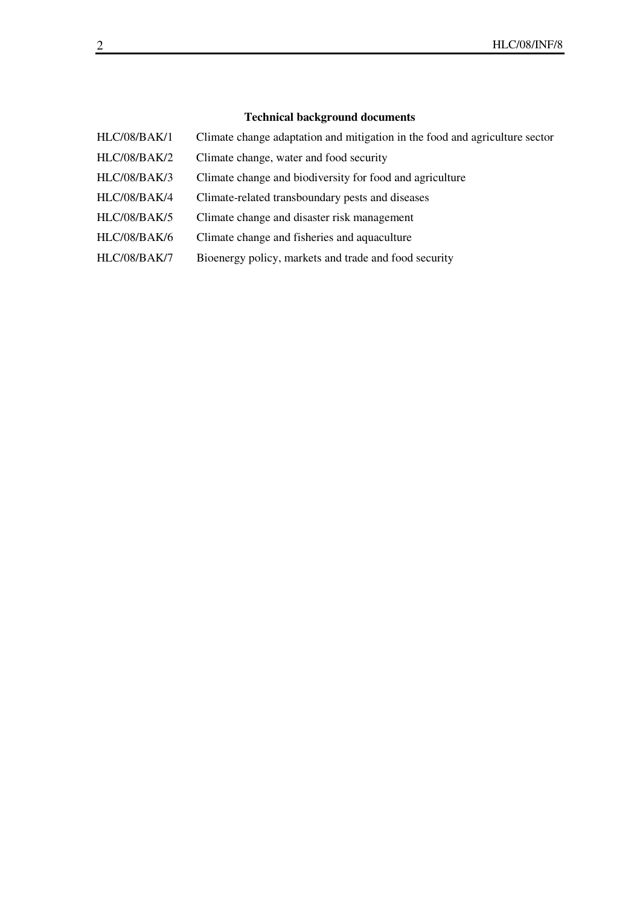**Technical background documents**

| | |
|---|---|
| HLC/08/BAK/1 | Climate change adaptation and mitigation in the food and agriculture sector |
| HLC/08/BAK/2 | Climate change, water and food security |
| HLC/08/BAK/3 | Climate change and biodiversity for food and agriculture |
| HLC/08/BAK/4 | Climate-related transboundary pests and diseases |
| HLC/08/BAK/5 | Climate change and disaster risk management |
| HLC/08/BAK/6 | Climate change and fisheries and aquaculture |
| HLC/08/BAK/7 | Bioenergy policy, markets and trade and food security |